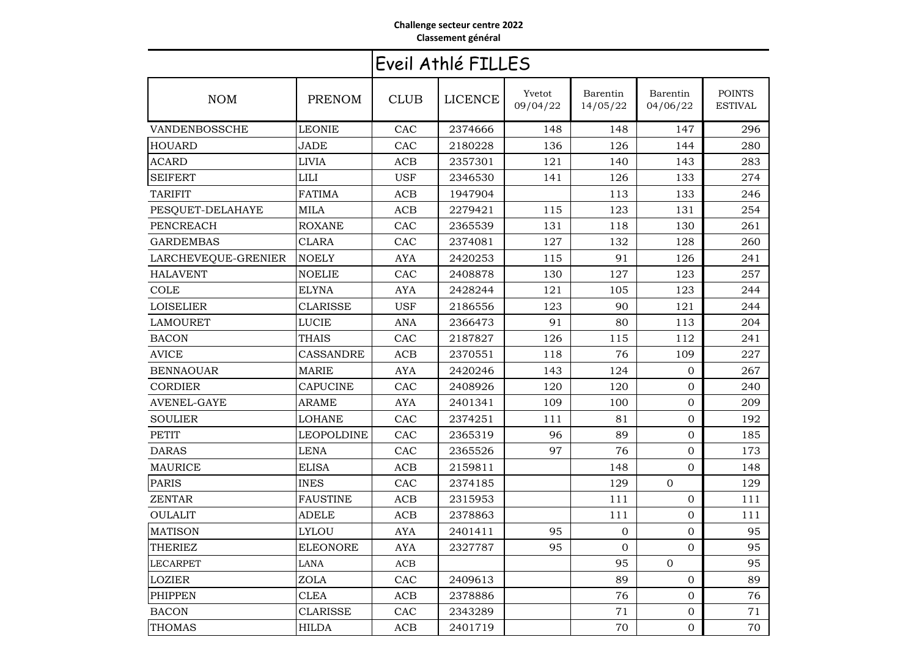**Challenge secteur centre 2022**
**Classement général**

## Eveil Athlé FILLES

| NOM | PRENOM | CLUB | LICENCE | Yvetot 09/04/22 | Barentin 14/05/22 | Barentin 04/06/22 | POINTS ESTIVAL |
|---|---|---|---|---|---|---|---|
| VANDENBOSSCHE | LEONIE | CAC | 2374666 | 148 | 148 | 147 | 296 |
| HOUARD | JADE | CAC | 2180228 | 136 | 126 | 144 | 280 |
| ACARD | LIVIA | ACB | 2357301 | 121 | 140 | 143 | 283 |
| SEIFERT | LILI | USF | 2346530 | 141 | 126 | 133 | 274 |
| TARIFIT | FATIMA | ACB | 1947904 | | 113 | 133 | 246 |
| PESQUET-DELAHAYE | MILA | ACB | 2279421 | 115 | 123 | 131 | 254 |
| PENCREACH | ROXANE | CAC | 2365539 | 131 | 118 | 130 | 261 |
| GARDEMBAS | CLARA | CAC | 2374081 | 127 | 132 | 128 | 260 |
| LARCHEVEQUE-GRENIER | NOELY | AYA | 2420253 | 115 | 91 | 126 | 241 |
| HALAVENT | NOELIE | CAC | 2408878 | 130 | 127 | 123 | 257 |
| COLE | ELYNA | AYA | 2428244 | 121 | 105 | 123 | 244 |
| LOISELIER | CLARISSE | USF | 2186556 | 123 | 90 | 121 | 244 |
| LAMOURET | LUCIE | ANA | 2366473 | 91 | 80 | 113 | 204 |
| BACON | THAIS | CAC | 2187827 | 126 | 115 | 112 | 241 |
| AVICE | CASSANDRE | ACB | 2370551 | 118 | 76 | 109 | 227 |
| BENNAOUAR | MARIE | AYA | 2420246 | 143 | 124 | 0 | 267 |
| CORDIER | CAPUCINE | CAC | 2408926 | 120 | 120 | 0 | 240 |
| AVENEL-GAYE | ARAME | AYA | 2401341 | 109 | 100 | 0 | 209 |
| SOULIER | LOHANE | CAC | 2374251 | 111 | 81 | 0 | 192 |
| PETIT | LEOPOLDINE | CAC | 2365319 | 96 | 89 | 0 | 185 |
| DARAS | LENA | CAC | 2365526 | 97 | 76 | 0 | 173 |
| MAURICE | ELISA | ACB | 2159811 | | 148 | 0 | 148 |
| PARIS | INES | CAC | 2374185 | | 129 | 0 | 129 |
| ZENTAR | FAUSTINE | ACB | 2315953 | | 111 | 0 | 111 |
| OULALIT | ADELE | ACB | 2378863 | | 111 | 0 | 111 |
| MATISON | LYLOU | AYA | 2401411 | 95 | 0 | 0 | 95 |
| THERIEZ | ELEONORE | AYA | 2327787 | 95 | 0 | 0 | 95 |
| LECARPET | LANA | ACB | | | 95 | 0 | 95 |
| LOZIER | ZOLA | CAC | 2409613 | | 89 | 0 | 89 |
| PHIPPEN | CLEA | ACB | 2378886 | | 76 | 0 | 76 |
| BACON | CLARISSE | CAC | 2343289 | | 71 | 0 | 71 |
| THOMAS | HILDA | ACB | 2401719 | | 70 | 0 | 70 |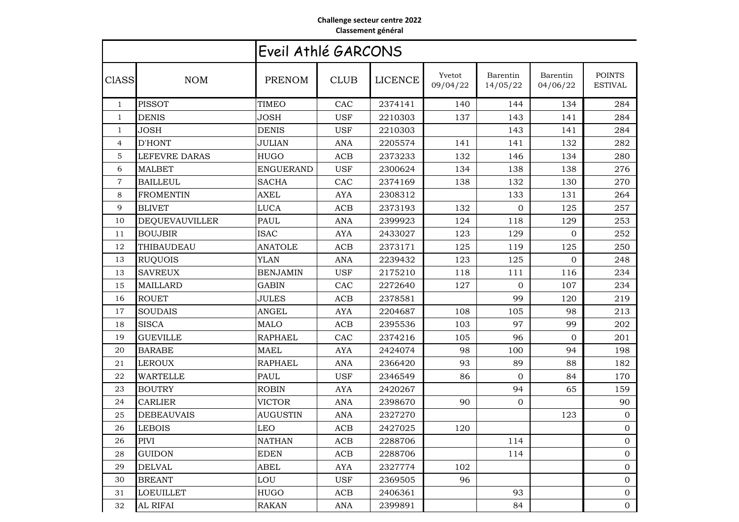**Challenge secteur centre 2022**
**Classement général**

| | | Eveil Athlé GARCONS | | | | | | |
|---|---|---|---|---|---|---|---|---|
| ClASS | NOM | PRENOM | CLUB | LICENCE | Yvetot 09/04/22 | Barentin 14/05/22 | Barentin 04/06/22 | POINTS ESTIVAL |
| 1 | PISSOT | TIMEO | CAC | 2374141 | 140 | 144 | 134 | 284 |
| 1 | DENIS | JOSH | USF | 2210303 | 137 | 143 | 141 | 284 |
| 1 | JOSH | DENIS | USF | 2210303 | | 143 | 141 | 284 |
| 4 | D'HONT | JULIAN | ANA | 2205574 | 141 | 141 | 132 | 282 |
| 5 | LEFEVRE DARAS | HUGO | ACB | 2373233 | 132 | 146 | 134 | 280 |
| 6 | MALBET | ENGUERAND | USF | 2300624 | 134 | 138 | 138 | 276 |
| 7 | BAILLEUL | SACHA | CAC | 2374169 | 138 | 132 | 130 | 270 |
| 8 | FROMENTIN | AXEL | AYA | 2308312 | | 133 | 131 | 264 |
| 9 | BLIVET | LUCA | ACB | 2373193 | 132 | 0 | 125 | 257 |
| 10 | DEQUEVAUVILLER | PAUL | ANA | 2399923 | 124 | 118 | 129 | 253 |
| 11 | BOUJBIR | ISAC | AYA | 2433027 | 123 | 129 | 0 | 252 |
| 12 | THIBAUDEAU | ANATOLE | ACB | 2373171 | 125 | 119 | 125 | 250 |
| 13 | RUQUOIS | YLAN | ANA | 2239432 | 123 | 125 | 0 | 248 |
| 13 | SAVREUX | BENJAMIN | USF | 2175210 | 118 | 111 | 116 | 234 |
| 15 | MAILLARD | GABIN | CAC | 2272640 | 127 | 0 | 107 | 234 |
| 16 | ROUET | JULES | ACB | 2378581 | | 99 | 120 | 219 |
| 17 | SOUDAIS | ANGEL | AYA | 2204687 | 108 | 105 | 98 | 213 |
| 18 | SISCA | MALO | ACB | 2395536 | 103 | 97 | 99 | 202 |
| 19 | GUEVILLE | RAPHAEL | CAC | 2374216 | 105 | 96 | 0 | 201 |
| 20 | BARABE | MAEL | AYA | 2424074 | 98 | 100 | 94 | 198 |
| 21 | LEROUX | RAPHAEL | ANA | 2366420 | 93 | 89 | 88 | 182 |
| 22 | WARTELLE | PAUL | USF | 2346549 | 86 | 0 | 84 | 170 |
| 23 | BOUTRY | ROBIN | AYA | 2420267 | | 94 | 65 | 159 |
| 24 | CARLIER | VICTOR | ANA | 2398670 | 90 | 0 | | 90 |
| 25 | DEBEAUVAIS | AUGUSTIN | ANA | 2327270 | | | 123 | 0 |
| 26 | LEBOIS | LEO | ACB | 2427025 | 120 | | | 0 |
| 26 | PIVI | NATHAN | ACB | 2288706 | | 114 | | 0 |
| 28 | GUIDON | EDEN | ACB | 2288706 | | 114 | | 0 |
| 29 | DELVAL | ABEL | AYA | 2327774 | 102 | | | 0 |
| 30 | BREANT | LOU | USF | 2369505 | 96 | | | 0 |
| 31 | LOEUILLET | HUGO | ACB | 2406361 | | 93 | | 0 |
| 32 | AL RIFAI | RAKAN | ANA | 2399891 | | 84 | | 0 |